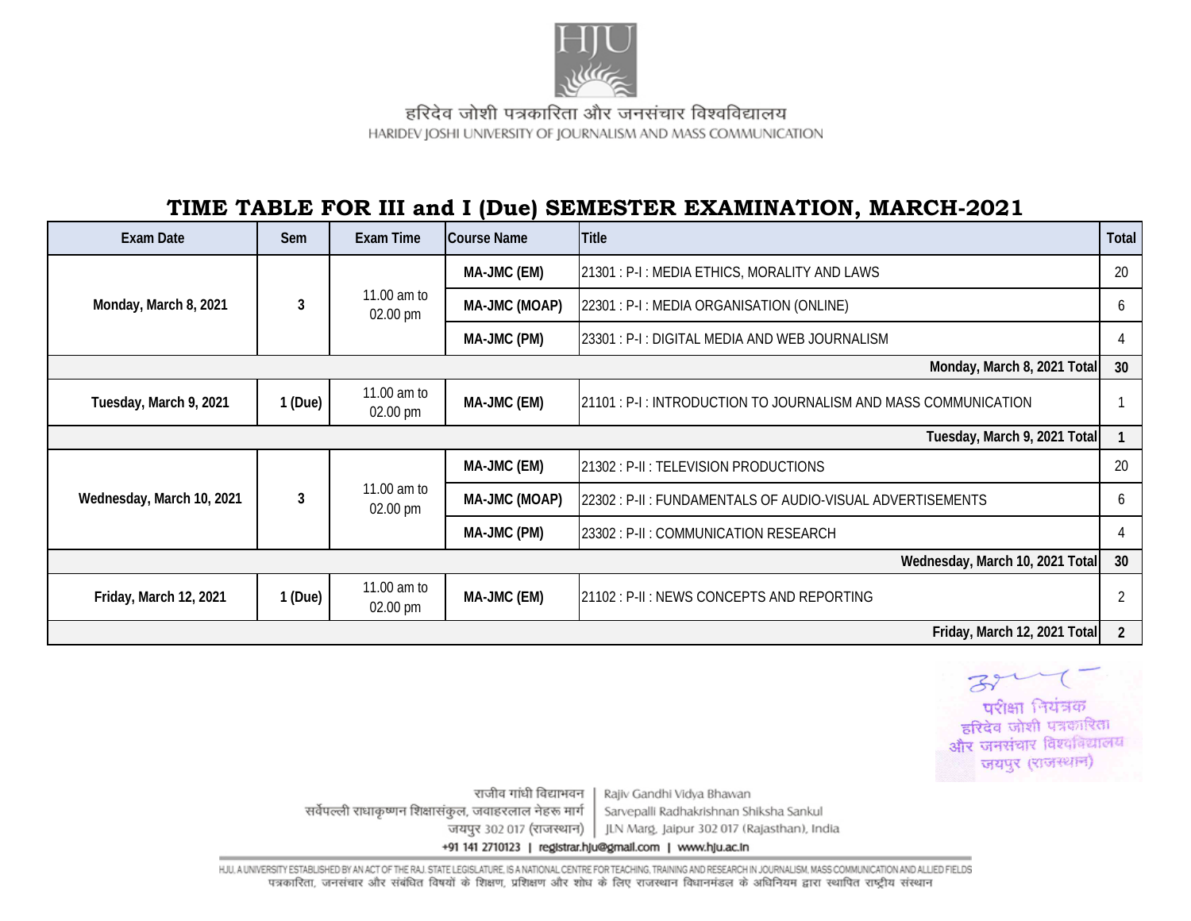हरिदेव जोशी पत्रकारिता और जनसंचार विश्वविद्यालय
HARIDEV JOSHI UNIVERSITY OF JOURNALISM AND MASS COMMUNICATION

## TIME TABLE FOR III and I (Due) SEMESTER EXAMINATION, MARCH-2021

| Exam Date | Sem | Exam Time | Course Name | Title | Total |
|---|---|---|---|---|---|
| Monday, March 8, 2021 | 3 | 11.00 am to 02.00 pm | MA-JMC (EM) | 21301 : P-I : MEDIA ETHICS, MORALITY AND LAWS | 20 |
| | | | MA-JMC (MOAP) | 22301 : P-I : MEDIA ORGANISATION (ONLINE) | 6 |
| | | | MA-JMC (PM) | 23301 : P-I : DIGITAL MEDIA AND WEB JOURNALISM | 4 |
| | | | | **Monday, March 8, 2021 Total** | **30** |
| Tuesday, March 9, 2021 | 1 (Due) | 11.00 am to 02.00 pm | MA-JMC (EM) | 21101 : P-I : INTRODUCTION TO JOURNALISM AND MASS COMMUNICATION | 1 |
| | | | | **Tuesday, March 9, 2021 Total** | **1** |
| Wednesday, March 10, 2021 | 3 | 11.00 am to 02.00 pm | MA-JMC (EM) | 21302 : P-II : TELEVISION PRODUCTIONS | 20 |
| | | | MA-JMC (MOAP) | 22302 : P-II : FUNDAMENTALS OF AUDIO-VISUAL ADVERTISEMENTS | 6 |
| | | | MA-JMC (PM) | 23302 : P-II : COMMUNICATION RESEARCH | 4 |
| | | | | **Wednesday, March 10, 2021 Total** | **30** |
| Friday, March 12, 2021 | 1 (Due) | 11.00 am to 02.00 pm | MA-JMC (EM) | 21102 : P-II : NEWS CONCEPTS AND REPORTING | 2 |
| | | | | **Friday, March 12, 2021 Total** | **2** |

परीक्षा नियंत्रक
हरिदेव जोशी पत्रकारिता
और जनसंचार विश्वविद्यालय
जयपुर (राजस्थान)

राजीव गांधी विद्याभवन | Rajiv Gandhi Vidya Bhawan
सर्वपल्ली राधाकृष्णन शिक्षासंकुल, जवाहरलाल नेहरू मार्ग | Sarvepalli Radhakrishnan Shiksha Sankul
जयपुर 302 017 (राजस्थान) | JLN Marg, Jaipur 302 017 (Rajasthan), India
+91 141 2710123 | registrar.hju@gmail.com | www.hju.ac.in

HJU, A UNIVERSITY ESTABLISHED BY AN ACT OF THE RAJ. STATE LEGISLATURE, IS A NATIONAL CENTRE FOR TEACHING, TRAINING AND RESEARCH IN JOURNALISM, MASS COMMUNICATION AND ALLIED FIELDS
पत्रकारिता, जनसंचार और संबंधित विषयों के शिक्षण, प्रशिक्षण और शोध के लिए राजस्थान विधानमंडल के अधिनियम द्वारा स्थापित राष्ट्रीय संस्थान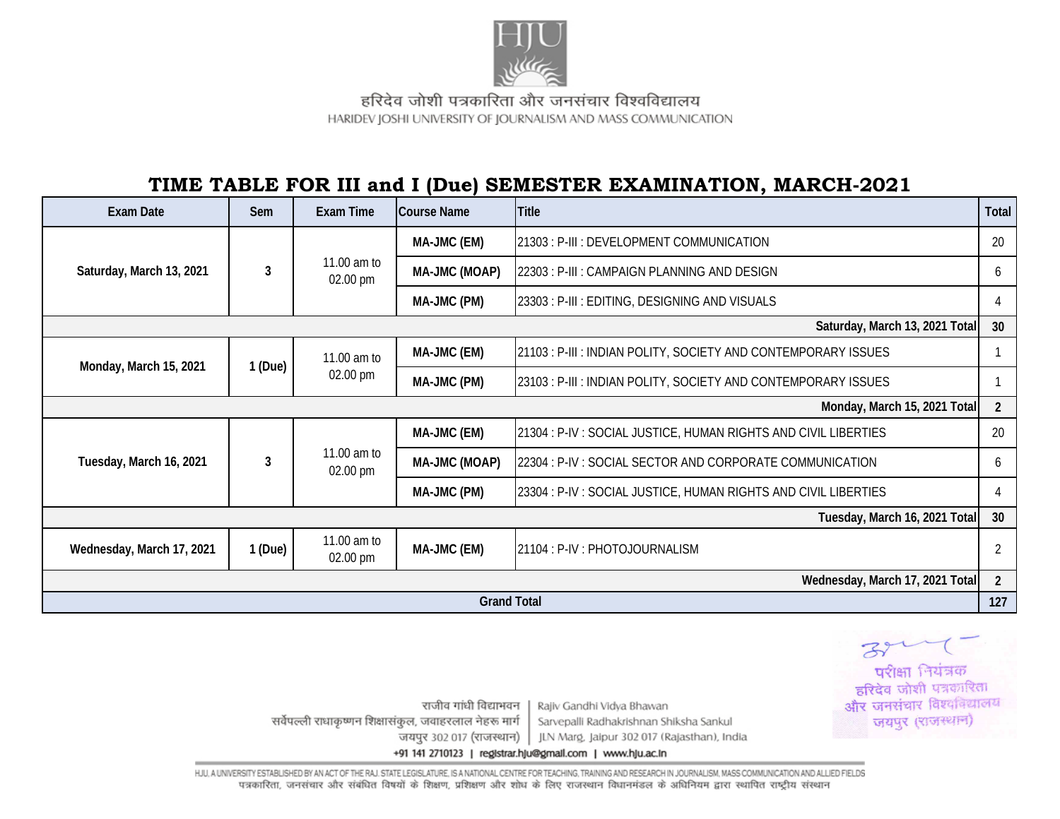HJU

हरिदेव जोशी पत्रकारिता और जनसंचार विश्वविद्यालय
HARIDEV JOSHI UNIVERSITY OF JOURNALISM AND MASS COMMUNICATION

## TIME TABLE FOR III and I (Due) SEMESTER EXAMINATION, MARCH-2021

| Exam Date | Sem | Exam Time | Course Name | Title | Total |
|---|---|---|---|---|---|
| Saturday, March 13, 2021 | 3 | 11.00 am to 02.00 pm | MA-JMC (EM) | 21303 : P-III : DEVELOPMENT COMMUNICATION | 20 |
| | | | MA-JMC (MOAP) | 22303 : P-III : CAMPAIGN PLANNING AND DESIGN | 6 |
| | | | MA-JMC (PM) | 23303 : P-III : EDITING, DESIGNING AND VISUALS | 4 |
| | | | | **Saturday, March 13, 2021 Total** | **30** |
| Monday, March 15, 2021 | 1 (Due) | 11.00 am to 02.00 pm | MA-JMC (EM) | 21103 : P-III : INDIAN POLITY, SOCIETY AND CONTEMPORARY ISSUES | 1 |
| | | | MA-JMC (PM) | 23103 : P-III : INDIAN POLITY, SOCIETY AND CONTEMPORARY ISSUES | 1 |
| | | | | **Monday, March 15, 2021 Total** | **2** |
| Tuesday, March 16, 2021 | 3 | 11.00 am to 02.00 pm | MA-JMC (EM) | 21304 : P-IV : SOCIAL JUSTICE, HUMAN RIGHTS AND CIVIL LIBERTIES | 20 |
| | | | MA-JMC (MOAP) | 22304 : P-IV : SOCIAL SECTOR AND CORPORATE COMMUNICATION | 6 |
| | | | MA-JMC (PM) | 23304 : P-IV : SOCIAL JUSTICE, HUMAN RIGHTS AND CIVIL LIBERTIES | 4 |
| | | | | **Tuesday, March 16, 2021 Total** | **30** |
| Wednesday, March 17, 2021 | 1 (Due) | 11.00 am to 02.00 pm | MA-JMC (EM) | 21104 : P-IV : PHOTOJOURNALISM | 2 |
| | | | | **Wednesday, March 17, 2021 Total** | **2** |
| **Grand Total** | | | | | **127** |

परीक्षा नियंत्रक
हरिदेव जोशी पत्रकारिता
और जनसंचार विश्वविद्यालय
जयपुर (राजस्थान)

राजीव गांधी विद्याभवन | Rajiv Gandhi Vidya Bhawan
सर्वपल्ली राधाकृष्णन शिक्षासंकुल, जवाहरलाल नेहरू मार्ग | Sarvepalli Radhakrishnan Shiksha Sankul
जयपुर 302 017 (राजस्थान) | JLN Marg, Jaipur 302 017 (Rajasthan), India
+91 141 2710123 | registrar.hju@gmail.com | www.hju.ac.in

HJU, A UNIVERSITY ESTABLISHED BY AN ACT OF THE RAJ. STATE LEGISLATURE, IS A NATIONAL CENTRE FOR TEACHING, TRAINING AND RESEARCH IN JOURNALISM, MASS COMMUNICATION AND ALLIED FIELDS
पत्रकारिता, जनसंचार और संबंधित विषयों के शिक्षण, प्रशिक्षण और शोध के लिए राजस्थान विधानमंडल के अधिनियम द्वारा स्थापित राष्ट्रीय संस्थान